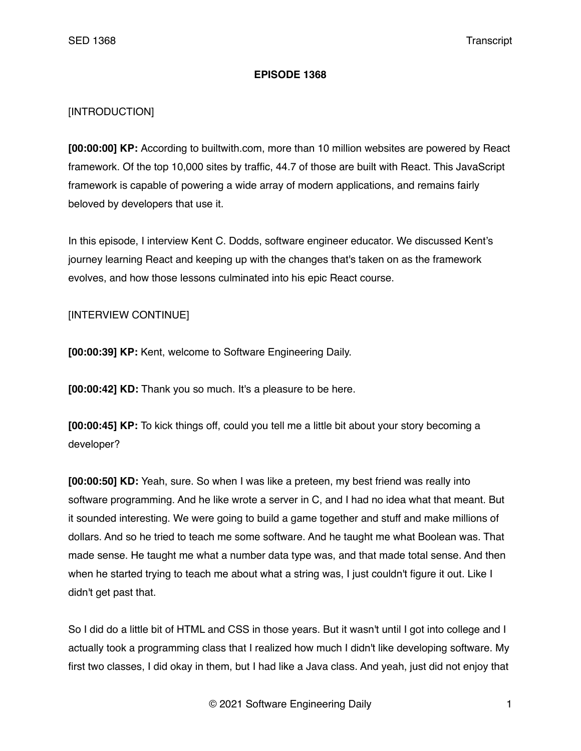**EPISODE 1368**

[INTRODUCTION]

**[00:00:00] KP:** According to builtwith.com, more than 10 million websites are powered by React framework. Of the top 10,000 sites by traffic, 44.7 of those are built with React. This JavaScript framework is capable of powering a wide array of modern applications, and remains fairly beloved by developers that use it.

In this episode, I interview Kent C. Dodds, software engineer educator. We discussed Kent's journey learning React and keeping up with the changes that's taken on as the framework evolves, and how those lessons culminated into his epic React course.

[INTERVIEW CONTINUE]

**[00:00:39] KP:** Kent, welcome to Software Engineering Daily.

**[00:00:42] KD:** Thank you so much. It's a pleasure to be here.

**[00:00:45] KP:** To kick things off, could you tell me a little bit about your story becoming a developer?

**[00:00:50] KD:** Yeah, sure. So when I was like a preteen, my best friend was really into software programming. And he like wrote a server in C, and I had no idea what that meant. But it sounded interesting. We were going to build a game together and stuff and make millions of dollars. And so he tried to teach me some software. And he taught me what Boolean was. That made sense. He taught me what a number data type was, and that made total sense. And then when he started trying to teach me about what a string was, I just couldn't figure it out. Like I didn't get past that.

So I did do a little bit of HTML and CSS in those years. But it wasn't until I got into college and I actually took a programming class that I realized how much I didn't like developing software. My first two classes, I did okay in them, but I had like a Java class. And yeah, just did not enjoy that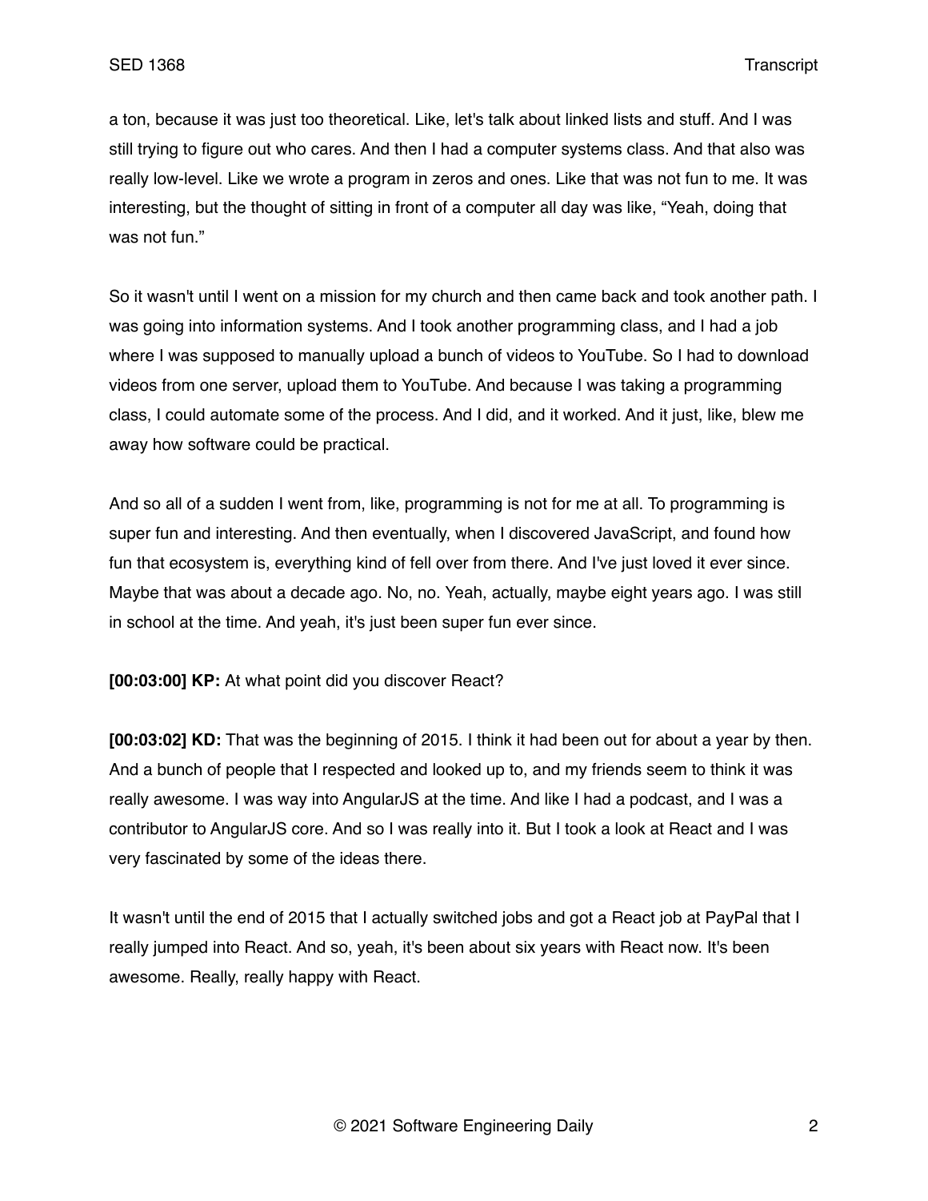a ton, because it was just too theoretical. Like, let's talk about linked lists and stuff. And I was still trying to figure out who cares. And then I had a computer systems class. And that also was really low-level. Like we wrote a program in zeros and ones. Like that was not fun to me. It was interesting, but the thought of sitting in front of a computer all day was like, "Yeah, doing that was not fun."

So it wasn't until I went on a mission for my church and then came back and took another path. I was going into information systems. And I took another programming class, and I had a job where I was supposed to manually upload a bunch of videos to YouTube. So I had to download videos from one server, upload them to YouTube. And because I was taking a programming class, I could automate some of the process. And I did, and it worked. And it just, like, blew me away how software could be practical.

And so all of a sudden I went from, like, programming is not for me at all. To programming is super fun and interesting. And then eventually, when I discovered JavaScript, and found how fun that ecosystem is, everything kind of fell over from there. And I've just loved it ever since. Maybe that was about a decade ago. No, no. Yeah, actually, maybe eight years ago. I was still in school at the time. And yeah, it's just been super fun ever since.

**[00:03:00] KP:** At what point did you discover React?

**[00:03:02] KD:** That was the beginning of 2015. I think it had been out for about a year by then. And a bunch of people that I respected and looked up to, and my friends seem to think it was really awesome. I was way into AngularJS at the time. And like I had a podcast, and I was a contributor to AngularJS core. And so I was really into it. But I took a look at React and I was very fascinated by some of the ideas there.

It wasn't until the end of 2015 that I actually switched jobs and got a React job at PayPal that I really jumped into React. And so, yeah, it's been about six years with React now. It's been awesome. Really, really happy with React.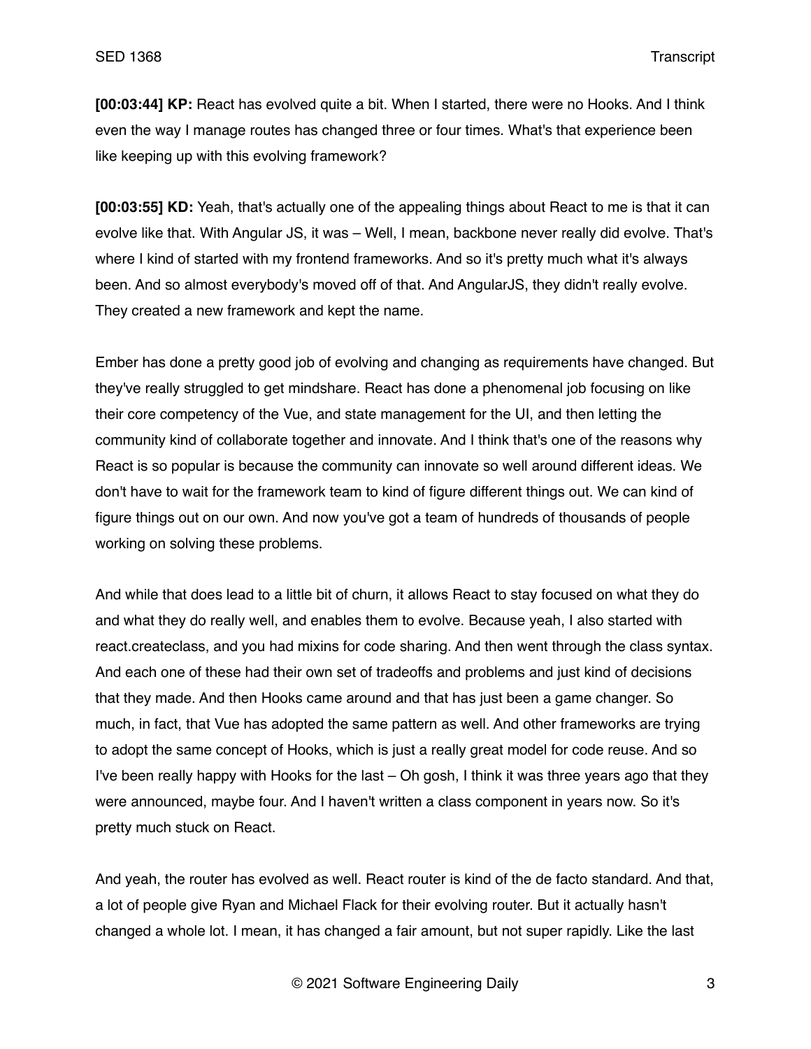**[00:03:44] KP:** React has evolved quite a bit. When I started, there were no Hooks. And I think even the way I manage routes has changed three or four times. What's that experience been like keeping up with this evolving framework?

**[00:03:55] KD:** Yeah, that's actually one of the appealing things about React to me is that it can evolve like that. With Angular JS, it was – Well, I mean, backbone never really did evolve. That's where I kind of started with my frontend frameworks. And so it's pretty much what it's always been. And so almost everybody's moved off of that. And AngularJS, they didn't really evolve. They created a new framework and kept the name.

Ember has done a pretty good job of evolving and changing as requirements have changed. But they've really struggled to get mindshare. React has done a phenomenal job focusing on like their core competency of the Vue, and state management for the UI, and then letting the community kind of collaborate together and innovate. And I think that's one of the reasons why React is so popular is because the community can innovate so well around different ideas. We don't have to wait for the framework team to kind of figure different things out. We can kind of figure things out on our own. And now you've got a team of hundreds of thousands of people working on solving these problems.

And while that does lead to a little bit of churn, it allows React to stay focused on what they do and what they do really well, and enables them to evolve. Because yeah, I also started with react.createclass, and you had mixins for code sharing. And then went through the class syntax. And each one of these had their own set of tradeoffs and problems and just kind of decisions that they made. And then Hooks came around and that has just been a game changer. So much, in fact, that Vue has adopted the same pattern as well. And other frameworks are trying to adopt the same concept of Hooks, which is just a really great model for code reuse. And so I've been really happy with Hooks for the last – Oh gosh, I think it was three years ago that they were announced, maybe four. And I haven't written a class component in years now. So it's pretty much stuck on React.

And yeah, the router has evolved as well. React router is kind of the de facto standard. And that, a lot of people give Ryan and Michael Flack for their evolving router. But it actually hasn't changed a whole lot. I mean, it has changed a fair amount, but not super rapidly. Like the last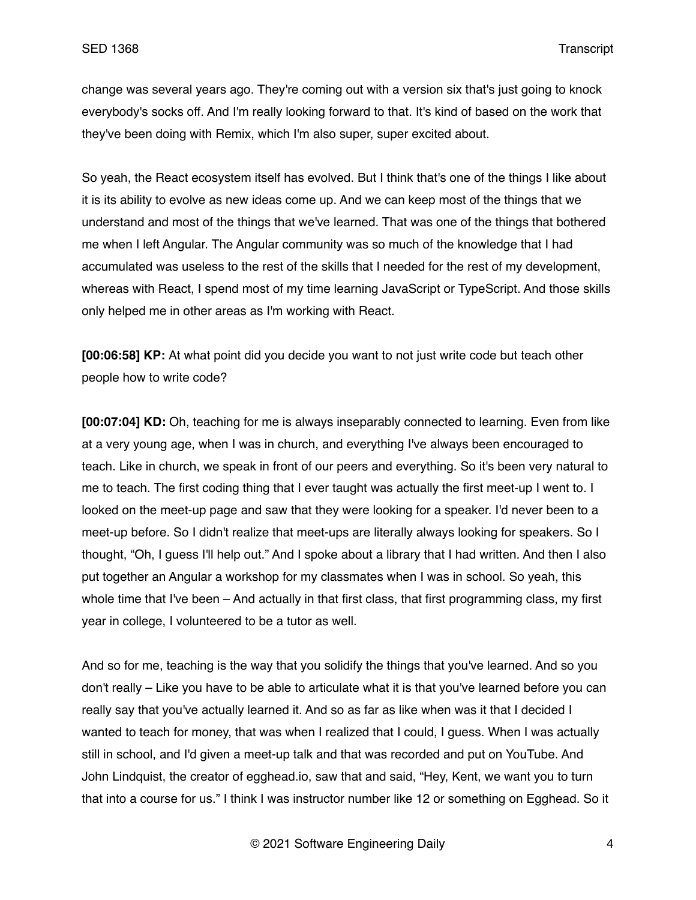change was several years ago. They're coming out with a version six that's just going to knock everybody's socks off. And I'm really looking forward to that. It's kind of based on the work that they've been doing with Remix, which I'm also super, super excited about.

So yeah, the React ecosystem itself has evolved. But I think that's one of the things I like about it is its ability to evolve as new ideas come up. And we can keep most of the things that we understand and most of the things that we've learned. That was one of the things that bothered me when I left Angular. The Angular community was so much of the knowledge that I had accumulated was useless to the rest of the skills that I needed for the rest of my development, whereas with React, I spend most of my time learning JavaScript or TypeScript. And those skills only helped me in other areas as I'm working with React.

**[00:06:58] KP:** At what point did you decide you want to not just write code but teach other people how to write code?

**[00:07:04] KD:** Oh, teaching for me is always inseparably connected to learning. Even from like at a very young age, when I was in church, and everything I've always been encouraged to teach. Like in church, we speak in front of our peers and everything. So it's been very natural to me to teach. The first coding thing that I ever taught was actually the first meet-up I went to. I looked on the meet-up page and saw that they were looking for a speaker. I'd never been to a meet-up before. So I didn't realize that meet-ups are literally always looking for speakers. So I thought, "Oh, I guess I'll help out." And I spoke about a library that I had written. And then I also put together an Angular a workshop for my classmates when I was in school. So yeah, this whole time that I've been – And actually in that first class, that first programming class, my first year in college, I volunteered to be a tutor as well.

And so for me, teaching is the way that you solidify the things that you've learned. And so you don't really – Like you have to be able to articulate what it is that you've learned before you can really say that you've actually learned it. And so as far as like when was it that I decided I wanted to teach for money, that was when I realized that I could, I guess. When I was actually still in school, and I'd given a meet-up talk and that was recorded and put on YouTube. And John Lindquist, the creator of egghead.io, saw that and said, "Hey, Kent, we want you to turn that into a course for us." I think I was instructor number like 12 or something on Egghead. So it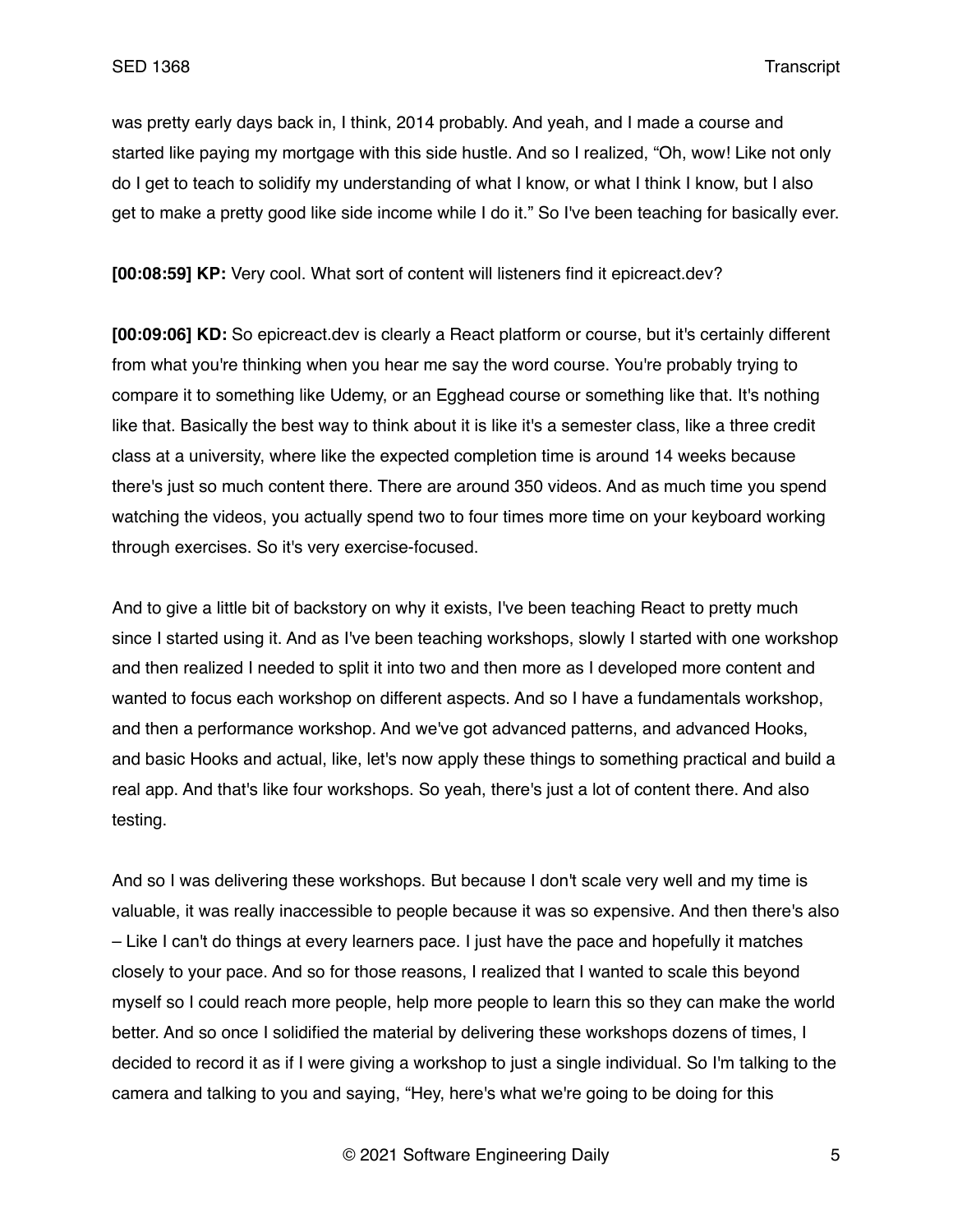was pretty early days back in, I think, 2014 probably. And yeah, and I made a course and started like paying my mortgage with this side hustle. And so I realized, "Oh, wow! Like not only do I get to teach to solidify my understanding of what I know, or what I think I know, but I also get to make a pretty good like side income while I do it." So I've been teaching for basically ever.

**[00:08:59] KP:** Very cool. What sort of content will listeners find it epicreact.dev?

**[00:09:06] KD:** So epicreact.dev is clearly a React platform or course, but it's certainly different from what you're thinking when you hear me say the word course. You're probably trying to compare it to something like Udemy, or an Egghead course or something like that. It's nothing like that. Basically the best way to think about it is like it's a semester class, like a three credit class at a university, where like the expected completion time is around 14 weeks because there's just so much content there. There are around 350 videos. And as much time you spend watching the videos, you actually spend two to four times more time on your keyboard working through exercises. So it's very exercise-focused.

And to give a little bit of backstory on why it exists, I've been teaching React to pretty much since I started using it. And as I've been teaching workshops, slowly I started with one workshop and then realized I needed to split it into two and then more as I developed more content and wanted to focus each workshop on different aspects. And so I have a fundamentals workshop, and then a performance workshop. And we've got advanced patterns, and advanced Hooks, and basic Hooks and actual, like, let's now apply these things to something practical and build a real app. And that's like four workshops. So yeah, there's just a lot of content there. And also testing.

And so I was delivering these workshops. But because I don't scale very well and my time is valuable, it was really inaccessible to people because it was so expensive. And then there's also – Like I can't do things at every learners pace. I just have the pace and hopefully it matches closely to your pace. And so for those reasons, I realized that I wanted to scale this beyond myself so I could reach more people, help more people to learn this so they can make the world better. And so once I solidified the material by delivering these workshops dozens of times, I decided to record it as if I were giving a workshop to just a single individual. So I'm talking to the camera and talking to you and saying, "Hey, here's what we're going to be doing for this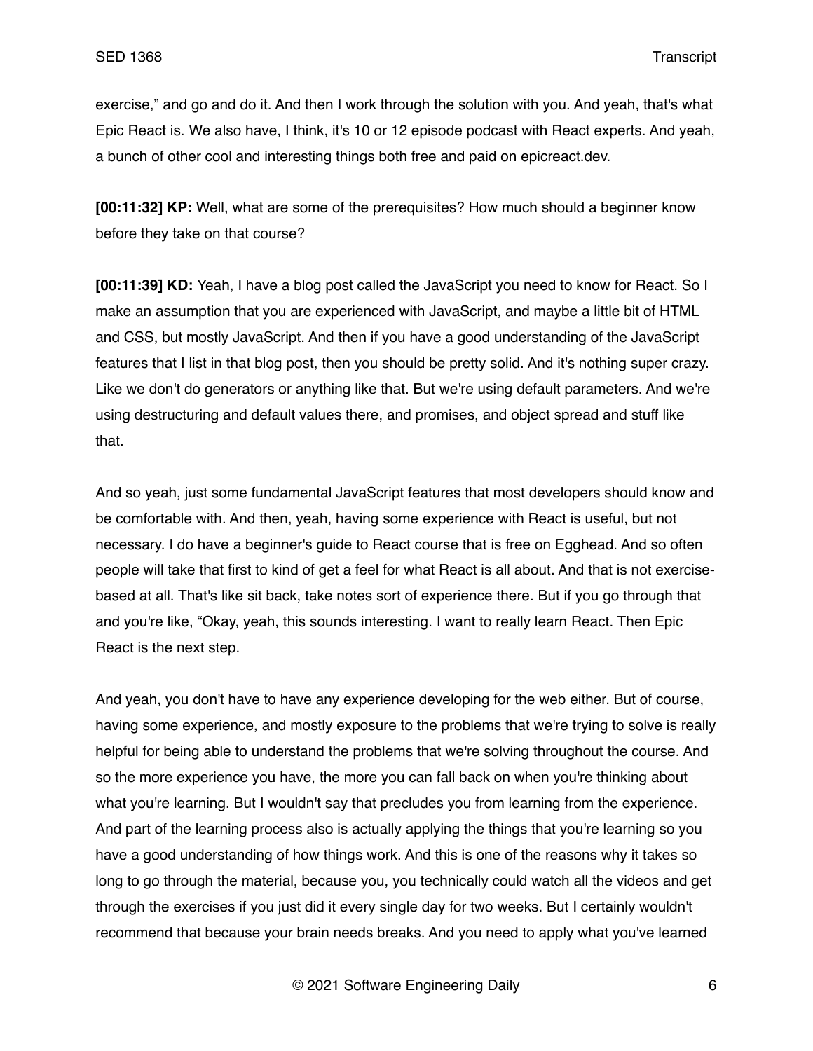exercise," and go and do it. And then I work through the solution with you. And yeah, that's what Epic React is. We also have, I think, it's 10 or 12 episode podcast with React experts. And yeah, a bunch of other cool and interesting things both free and paid on epicreact.dev.

**[00:11:32] KP:** Well, what are some of the prerequisites? How much should a beginner know before they take on that course?

**[00:11:39] KD:** Yeah, I have a blog post called the JavaScript you need to know for React. So I make an assumption that you are experienced with JavaScript, and maybe a little bit of HTML and CSS, but mostly JavaScript. And then if you have a good understanding of the JavaScript features that I list in that blog post, then you should be pretty solid. And it's nothing super crazy. Like we don't do generators or anything like that. But we're using default parameters. And we're using destructuring and default values there, and promises, and object spread and stuff like that.

And so yeah, just some fundamental JavaScript features that most developers should know and be comfortable with. And then, yeah, having some experience with React is useful, but not necessary. I do have a beginner's guide to React course that is free on Egghead. And so often people will take that first to kind of get a feel for what React is all about. And that is not exercise-based at all. That's like sit back, take notes sort of experience there. But if you go through that and you're like, "Okay, yeah, this sounds interesting. I want to really learn React. Then Epic React is the next step.

And yeah, you don't have to have any experience developing for the web either. But of course, having some experience, and mostly exposure to the problems that we're trying to solve is really helpful for being able to understand the problems that we're solving throughout the course. And so the more experience you have, the more you can fall back on when you're thinking about what you're learning. But I wouldn't say that precludes you from learning from the experience. And part of the learning process also is actually applying the things that you're learning so you have a good understanding of how things work. And this is one of the reasons why it takes so long to go through the material, because you, you technically could watch all the videos and get through the exercises if you just did it every single day for two weeks. But I certainly wouldn't recommend that because your brain needs breaks. And you need to apply what you've learned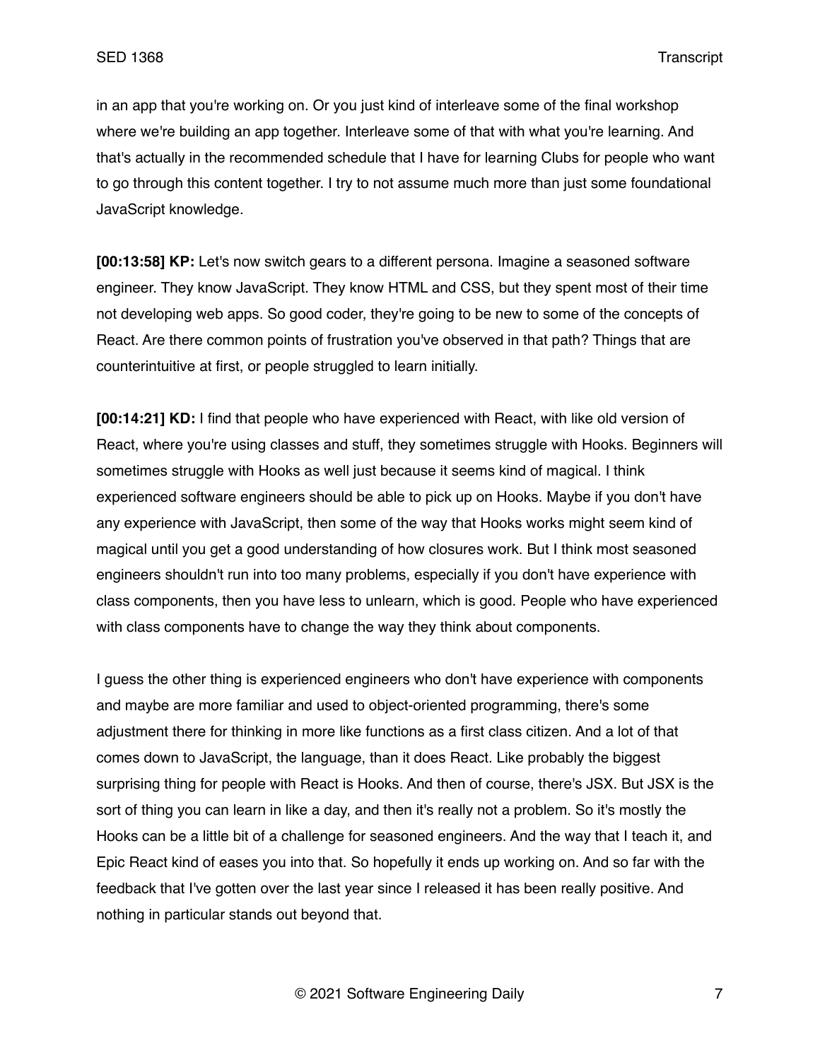in an app that you're working on. Or you just kind of interleave some of the final workshop where we're building an app together. Interleave some of that with what you're learning. And that's actually in the recommended schedule that I have for learning Clubs for people who want to go through this content together. I try to not assume much more than just some foundational JavaScript knowledge.

**[00:13:58] KP:** Let's now switch gears to a different persona. Imagine a seasoned software engineer. They know JavaScript. They know HTML and CSS, but they spent most of their time not developing web apps. So good coder, they're going to be new to some of the concepts of React. Are there common points of frustration you've observed in that path? Things that are counterintuitive at first, or people struggled to learn initially.

**[00:14:21] KD:** I find that people who have experienced with React, with like old version of React, where you're using classes and stuff, they sometimes struggle with Hooks. Beginners will sometimes struggle with Hooks as well just because it seems kind of magical. I think experienced software engineers should be able to pick up on Hooks. Maybe if you don't have any experience with JavaScript, then some of the way that Hooks works might seem kind of magical until you get a good understanding of how closures work. But I think most seasoned engineers shouldn't run into too many problems, especially if you don't have experience with class components, then you have less to unlearn, which is good. People who have experienced with class components have to change the way they think about components.

I guess the other thing is experienced engineers who don't have experience with components and maybe are more familiar and used to object-oriented programming, there's some adjustment there for thinking in more like functions as a first class citizen. And a lot of that comes down to JavaScript, the language, than it does React. Like probably the biggest surprising thing for people with React is Hooks. And then of course, there's JSX. But JSX is the sort of thing you can learn in like a day, and then it's really not a problem. So it's mostly the Hooks can be a little bit of a challenge for seasoned engineers. And the way that I teach it, and Epic React kind of eases you into that. So hopefully it ends up working on. And so far with the feedback that I've gotten over the last year since I released it has been really positive. And nothing in particular stands out beyond that.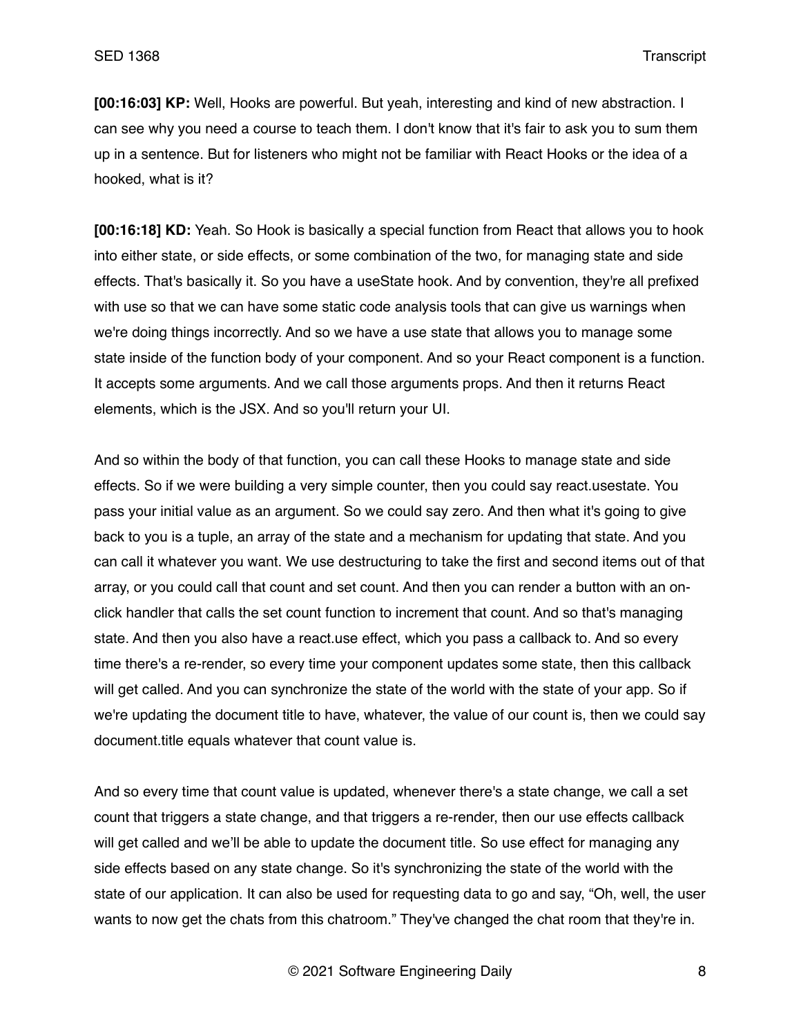**[00:16:03] KP:** Well, Hooks are powerful. But yeah, interesting and kind of new abstraction. I can see why you need a course to teach them. I don't know that it's fair to ask you to sum them up in a sentence. But for listeners who might not be familiar with React Hooks or the idea of a hooked, what is it?

**[00:16:18] KD:** Yeah. So Hook is basically a special function from React that allows you to hook into either state, or side effects, or some combination of the two, for managing state and side effects. That's basically it. So you have a useState hook. And by convention, they're all prefixed with use so that we can have some static code analysis tools that can give us warnings when we're doing things incorrectly. And so we have a use state that allows you to manage some state inside of the function body of your component. And so your React component is a function. It accepts some arguments. And we call those arguments props. And then it returns React elements, which is the JSX. And so you'll return your UI.

And so within the body of that function, you can call these Hooks to manage state and side effects. So if we were building a very simple counter, then you could say react.usestate. You pass your initial value as an argument. So we could say zero. And then what it's going to give back to you is a tuple, an array of the state and a mechanism for updating that state. And you can call it whatever you want. We use destructuring to take the first and second items out of that array, or you could call that count and set count. And then you can render a button with an on-click handler that calls the set count function to increment that count. And so that's managing state. And then you also have a react.use effect, which you pass a callback to. And so every time there's a re-render, so every time your component updates some state, then this callback will get called. And you can synchronize the state of the world with the state of your app. So if we're updating the document title to have, whatever, the value of our count is, then we could say document.title equals whatever that count value is.

And so every time that count value is updated, whenever there's a state change, we call a set count that triggers a state change, and that triggers a re-render, then our use effects callback will get called and we'll be able to update the document title. So use effect for managing any side effects based on any state change. So it's synchronizing the state of the world with the state of our application. It can also be used for requesting data to go and say, "Oh, well, the user wants to now get the chats from this chatroom." They've changed the chat room that they're in.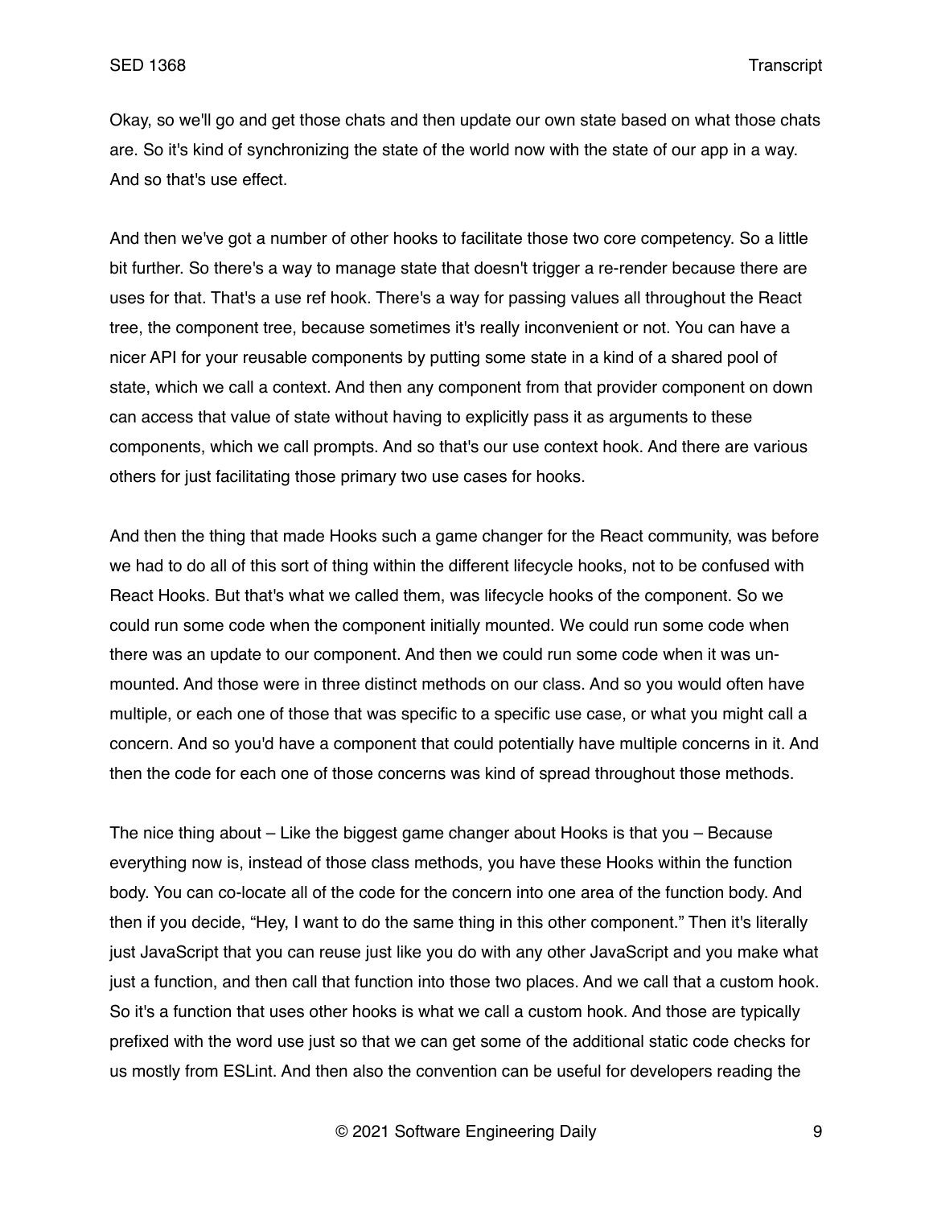Okay, so we'll go and get those chats and then update our own state based on what those chats are. So it's kind of synchronizing the state of the world now with the state of our app in a way. And so that's use effect.

And then we've got a number of other hooks to facilitate those two core competency. So a little bit further. So there's a way to manage state that doesn't trigger a re-render because there are uses for that. That's a use ref hook. There's a way for passing values all throughout the React tree, the component tree, because sometimes it's really inconvenient or not. You can have a nicer API for your reusable components by putting some state in a kind of a shared pool of state, which we call a context. And then any component from that provider component on down can access that value of state without having to explicitly pass it as arguments to these components, which we call prompts. And so that's our use context hook. And there are various others for just facilitating those primary two use cases for hooks.

And then the thing that made Hooks such a game changer for the React community, was before we had to do all of this sort of thing within the different lifecycle hooks, not to be confused with React Hooks. But that's what we called them, was lifecycle hooks of the component. So we could run some code when the component initially mounted. We could run some code when there was an update to our component. And then we could run some code when it was un-mounted. And those were in three distinct methods on our class. And so you would often have multiple, or each one of those that was specific to a specific use case, or what you might call a concern. And so you'd have a component that could potentially have multiple concerns in it. And then the code for each one of those concerns was kind of spread throughout those methods.

The nice thing about – Like the biggest game changer about Hooks is that you – Because everything now is, instead of those class methods, you have these Hooks within the function body. You can co-locate all of the code for the concern into one area of the function body. And then if you decide, "Hey, I want to do the same thing in this other component." Then it's literally just JavaScript that you can reuse just like you do with any other JavaScript and you make what just a function, and then call that function into those two places. And we call that a custom hook. So it's a function that uses other hooks is what we call a custom hook. And those are typically prefixed with the word use just so that we can get some of the additional static code checks for us mostly from ESLint. And then also the convention can be useful for developers reading the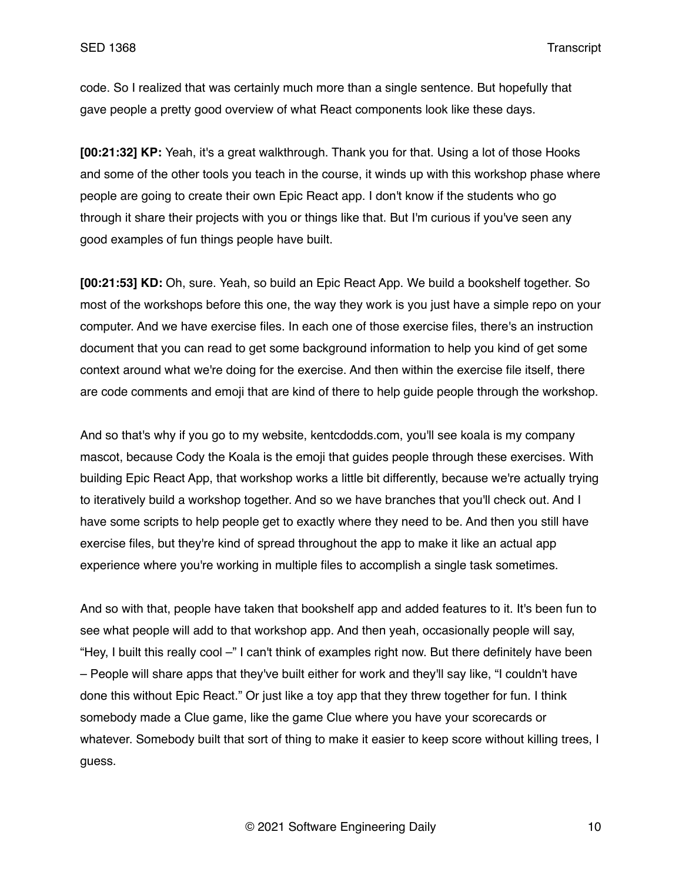code. So I realized that was certainly much more than a single sentence. But hopefully that gave people a pretty good overview of what React components look like these days.

**[00:21:32] KP:** Yeah, it's a great walkthrough. Thank you for that. Using a lot of those Hooks and some of the other tools you teach in the course, it winds up with this workshop phase where people are going to create their own Epic React app. I don't know if the students who go through it share their projects with you or things like that. But I'm curious if you've seen any good examples of fun things people have built.

**[00:21:53] KD:** Oh, sure. Yeah, so build an Epic React App. We build a bookshelf together. So most of the workshops before this one, the way they work is you just have a simple repo on your computer. And we have exercise files. In each one of those exercise files, there's an instruction document that you can read to get some background information to help you kind of get some context around what we're doing for the exercise. And then within the exercise file itself, there are code comments and emoji that are kind of there to help guide people through the workshop.

And so that's why if you go to my website, kentcdodds.com, you'll see koala is my company mascot, because Cody the Koala is the emoji that guides people through these exercises. With building Epic React App, that workshop works a little bit differently, because we're actually trying to iteratively build a workshop together. And so we have branches that you'll check out. And I have some scripts to help people get to exactly where they need to be. And then you still have exercise files, but they're kind of spread throughout the app to make it like an actual app experience where you're working in multiple files to accomplish a single task sometimes.

And so with that, people have taken that bookshelf app and added features to it. It's been fun to see what people will add to that workshop app. And then yeah, occasionally people will say, "Hey, I built this really cool –" I can't think of examples right now. But there definitely have been – People will share apps that they've built either for work and they'll say like, "I couldn't have done this without Epic React." Or just like a toy app that they threw together for fun. I think somebody made a Clue game, like the game Clue where you have your scorecards or whatever. Somebody built that sort of thing to make it easier to keep score without killing trees, I guess.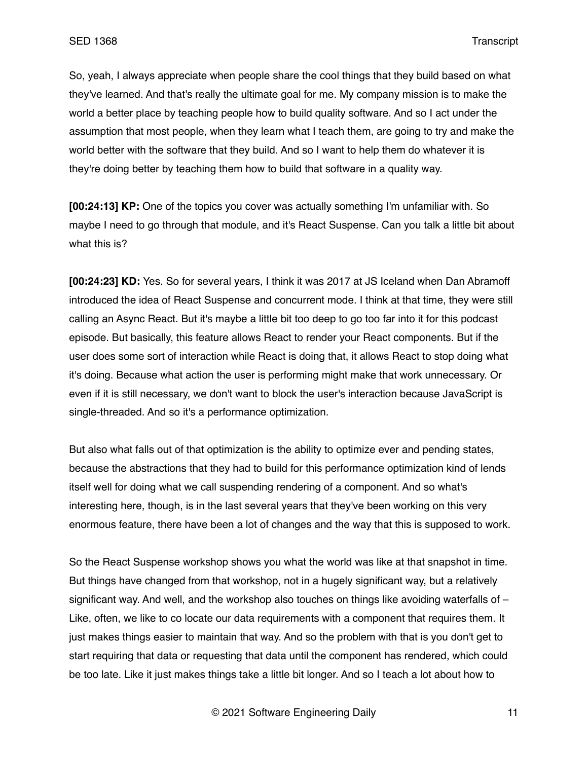So, yeah, I always appreciate when people share the cool things that they build based on what they've learned. And that's really the ultimate goal for me. My company mission is to make the world a better place by teaching people how to build quality software. And so I act under the assumption that most people, when they learn what I teach them, are going to try and make the world better with the software that they build. And so I want to help them do whatever it is they're doing better by teaching them how to build that software in a quality way.

**[00:24:13] KP:** One of the topics you cover was actually something I'm unfamiliar with. So maybe I need to go through that module, and it's React Suspense. Can you talk a little bit about what this is?

**[00:24:23] KD:** Yes. So for several years, I think it was 2017 at JS Iceland when Dan Abramoff introduced the idea of React Suspense and concurrent mode. I think at that time, they were still calling an Async React. But it's maybe a little bit too deep to go too far into it for this podcast episode. But basically, this feature allows React to render your React components. But if the user does some sort of interaction while React is doing that, it allows React to stop doing what it's doing. Because what action the user is performing might make that work unnecessary. Or even if it is still necessary, we don't want to block the user's interaction because JavaScript is single-threaded. And so it's a performance optimization.

But also what falls out of that optimization is the ability to optimize ever and pending states, because the abstractions that they had to build for this performance optimization kind of lends itself well for doing what we call suspending rendering of a component. And so what's interesting here, though, is in the last several years that they've been working on this very enormous feature, there have been a lot of changes and the way that this is supposed to work.

So the React Suspense workshop shows you what the world was like at that snapshot in time. But things have changed from that workshop, not in a hugely significant way, but a relatively significant way. And well, and the workshop also touches on things like avoiding waterfalls of – Like, often, we like to co locate our data requirements with a component that requires them. It just makes things easier to maintain that way. And so the problem with that is you don't get to start requiring that data or requesting that data until the component has rendered, which could be too late. Like it just makes things take a little bit longer. And so I teach a lot about how to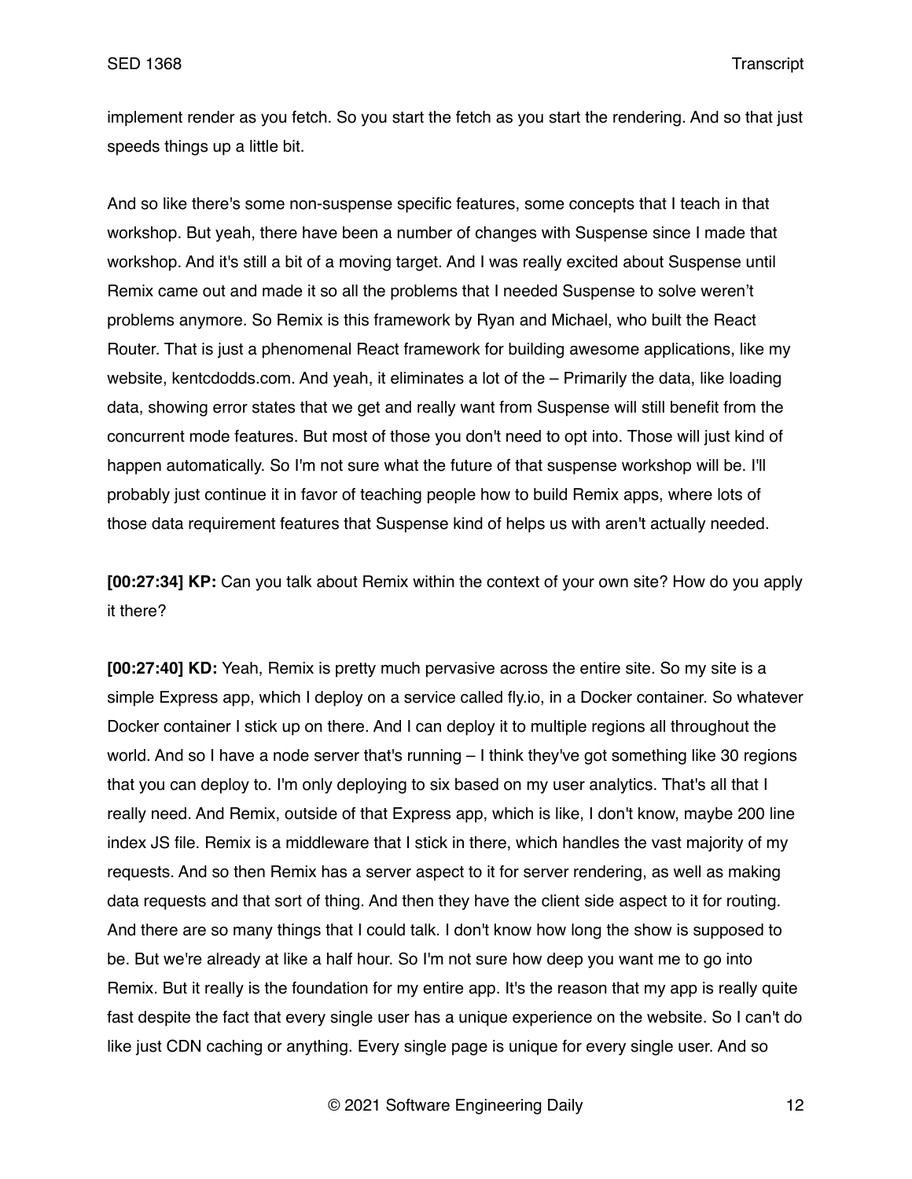implement render as you fetch. So you start the fetch as you start the rendering. And so that just speeds things up a little bit.

And so like there's some non-suspense specific features, some concepts that I teach in that workshop. But yeah, there have been a number of changes with Suspense since I made that workshop. And it's still a bit of a moving target. And I was really excited about Suspense until Remix came out and made it so all the problems that I needed Suspense to solve weren't problems anymore. So Remix is this framework by Ryan and Michael, who built the React Router. That is just a phenomenal React framework for building awesome applications, like my website, kentcdodds.com. And yeah, it eliminates a lot of the – Primarily the data, like loading data, showing error states that we get and really want from Suspense will still benefit from the concurrent mode features. But most of those you don't need to opt into. Those will just kind of happen automatically. So I'm not sure what the future of that suspense workshop will be. I'll probably just continue it in favor of teaching people how to build Remix apps, where lots of those data requirement features that Suspense kind of helps us with aren't actually needed.

**[00:27:34] KP:** Can you talk about Remix within the context of your own site? How do you apply it there?

**[00:27:40] KD:** Yeah, Remix is pretty much pervasive across the entire site. So my site is a simple Express app, which I deploy on a service called fly.io, in a Docker container. So whatever Docker container I stick up on there. And I can deploy it to multiple regions all throughout the world. And so I have a node server that's running – I think they've got something like 30 regions that you can deploy to. I'm only deploying to six based on my user analytics. That's all that I really need. And Remix, outside of that Express app, which is like, I don't know, maybe 200 line index JS file. Remix is a middleware that I stick in there, which handles the vast majority of my requests. And so then Remix has a server aspect to it for server rendering, as well as making data requests and that sort of thing. And then they have the client side aspect to it for routing. And there are so many things that I could talk. I don't know how long the show is supposed to be. But we're already at like a half hour. So I'm not sure how deep you want me to go into Remix. But it really is the foundation for my entire app. It's the reason that my app is really quite fast despite the fact that every single user has a unique experience on the website. So I can't do like just CDN caching or anything. Every single page is unique for every single user. And so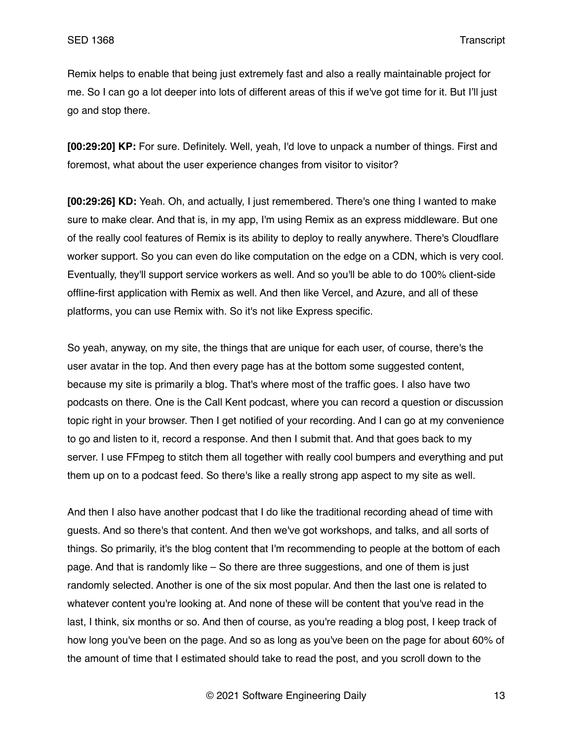Remix helps to enable that being just extremely fast and also a really maintainable project for me. So I can go a lot deeper into lots of different areas of this if we've got time for it. But I'll just go and stop there.

**[00:29:20] KP:** For sure. Definitely. Well, yeah, I'd love to unpack a number of things. First and foremost, what about the user experience changes from visitor to visitor?

**[00:29:26] KD:** Yeah. Oh, and actually, I just remembered. There's one thing I wanted to make sure to make clear. And that is, in my app, I'm using Remix as an express middleware. But one of the really cool features of Remix is its ability to deploy to really anywhere. There's Cloudflare worker support. So you can even do like computation on the edge on a CDN, which is very cool. Eventually, they'll support service workers as well. And so you'll be able to do 100% client-side offline-first application with Remix as well. And then like Vercel, and Azure, and all of these platforms, you can use Remix with. So it's not like Express specific.

So yeah, anyway, on my site, the things that are unique for each user, of course, there's the user avatar in the top. And then every page has at the bottom some suggested content, because my site is primarily a blog. That's where most of the traffic goes. I also have two podcasts on there. One is the Call Kent podcast, where you can record a question or discussion topic right in your browser. Then I get notified of your recording. And I can go at my convenience to go and listen to it, record a response. And then I submit that. And that goes back to my server. I use FFmpeg to stitch them all together with really cool bumpers and everything and put them up on to a podcast feed. So there's like a really strong app aspect to my site as well.

And then I also have another podcast that I do like the traditional recording ahead of time with guests. And so there's that content. And then we've got workshops, and talks, and all sorts of things. So primarily, it's the blog content that I'm recommending to people at the bottom of each page. And that is randomly like – So there are three suggestions, and one of them is just randomly selected. Another is one of the six most popular. And then the last one is related to whatever content you're looking at. And none of these will be content that you've read in the last, I think, six months or so. And then of course, as you're reading a blog post, I keep track of how long you've been on the page. And so as long as you've been on the page for about 60% of the amount of time that I estimated should take to read the post, and you scroll down to the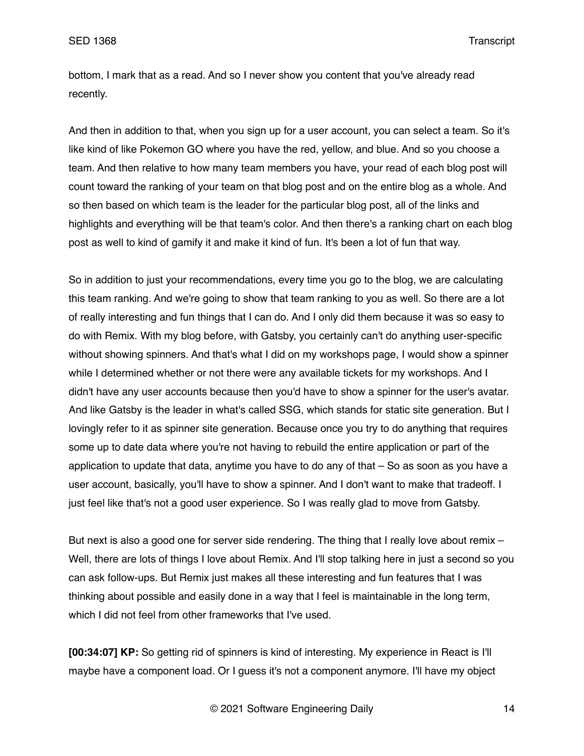bottom, I mark that as a read. And so I never show you content that you've already read recently.

And then in addition to that, when you sign up for a user account, you can select a team. So it's like kind of like Pokemon GO where you have the red, yellow, and blue. And so you choose a team. And then relative to how many team members you have, your read of each blog post will count toward the ranking of your team on that blog post and on the entire blog as a whole. And so then based on which team is the leader for the particular blog post, all of the links and highlights and everything will be that team's color. And then there's a ranking chart on each blog post as well to kind of gamify it and make it kind of fun. It's been a lot of fun that way.

So in addition to just your recommendations, every time you go to the blog, we are calculating this team ranking. And we're going to show that team ranking to you as well. So there are a lot of really interesting and fun things that I can do. And I only did them because it was so easy to do with Remix. With my blog before, with Gatsby, you certainly can't do anything user-specific without showing spinners. And that's what I did on my workshops page, I would show a spinner while I determined whether or not there were any available tickets for my workshops. And I didn't have any user accounts because then you'd have to show a spinner for the user's avatar. And like Gatsby is the leader in what's called SSG, which stands for static site generation. But I lovingly refer to it as spinner site generation. Because once you try to do anything that requires some up to date data where you're not having to rebuild the entire application or part of the application to update that data, anytime you have to do any of that – So as soon as you have a user account, basically, you'll have to show a spinner. And I don't want to make that tradeoff. I just feel like that's not a good user experience. So I was really glad to move from Gatsby.

But next is also a good one for server side rendering. The thing that I really love about remix – Well, there are lots of things I love about Remix. And I'll stop talking here in just a second so you can ask follow-ups. But Remix just makes all these interesting and fun features that I was thinking about possible and easily done in a way that I feel is maintainable in the long term, which I did not feel from other frameworks that I've used.

**[00:34:07] KP:** So getting rid of spinners is kind of interesting. My experience in React is I'll maybe have a component load. Or I guess it's not a component anymore. I'll have my object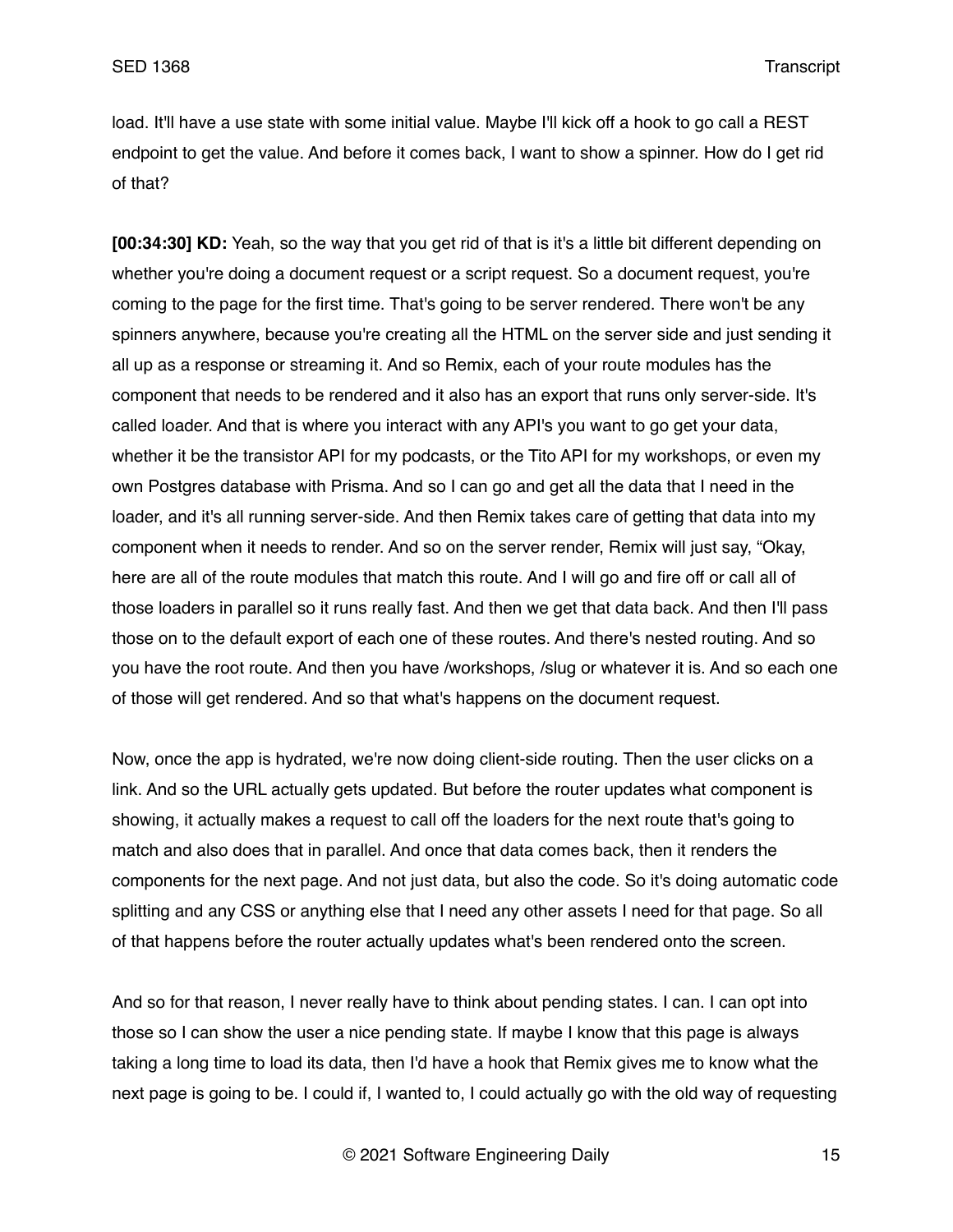load. It'll have a use state with some initial value. Maybe I'll kick off a hook to go call a REST endpoint to get the value. And before it comes back, I want to show a spinner. How do I get rid of that?

**[00:34:30] KD:** Yeah, so the way that you get rid of that is it's a little bit different depending on whether you're doing a document request or a script request. So a document request, you're coming to the page for the first time. That's going to be server rendered. There won't be any spinners anywhere, because you're creating all the HTML on the server side and just sending it all up as a response or streaming it. And so Remix, each of your route modules has the component that needs to be rendered and it also has an export that runs only server-side. It's called loader. And that is where you interact with any API's you want to go get your data, whether it be the transistor API for my podcasts, or the Tito API for my workshops, or even my own Postgres database with Prisma. And so I can go and get all the data that I need in the loader, and it's all running server-side. And then Remix takes care of getting that data into my component when it needs to render. And so on the server render, Remix will just say, "Okay, here are all of the route modules that match this route. And I will go and fire off or call all of those loaders in parallel so it runs really fast. And then we get that data back. And then I'll pass those on to the default export of each one of these routes. And there's nested routing. And so you have the root route. And then you have /workshops, /slug or whatever it is. And so each one of those will get rendered. And so that what's happens on the document request.

Now, once the app is hydrated, we're now doing client-side routing. Then the user clicks on a link. And so the URL actually gets updated. But before the router updates what component is showing, it actually makes a request to call off the loaders for the next route that's going to match and also does that in parallel. And once that data comes back, then it renders the components for the next page. And not just data, but also the code. So it's doing automatic code splitting and any CSS or anything else that I need any other assets I need for that page. So all of that happens before the router actually updates what's been rendered onto the screen.

And so for that reason, I never really have to think about pending states. I can. I can opt into those so I can show the user a nice pending state. If maybe I know that this page is always taking a long time to load its data, then I'd have a hook that Remix gives me to know what the next page is going to be. I could if, I wanted to, I could actually go with the old way of requesting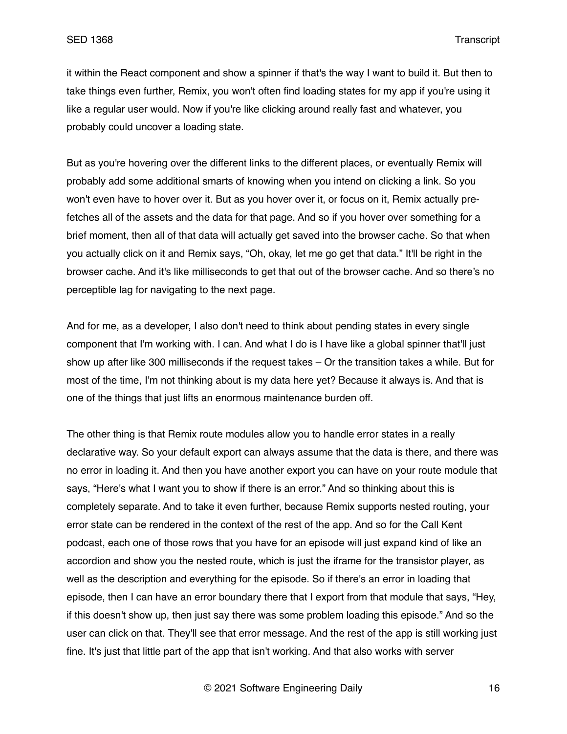it within the React component and show a spinner if that's the way I want to build it. But then to take things even further, Remix, you won't often find loading states for my app if you're using it like a regular user would. Now if you're like clicking around really fast and whatever, you probably could uncover a loading state.

But as you're hovering over the different links to the different places, or eventually Remix will probably add some additional smarts of knowing when you intend on clicking a link. So you won't even have to hover over it. But as you hover over it, or focus on it, Remix actually pre-fetches all of the assets and the data for that page. And so if you hover over something for a brief moment, then all of that data will actually get saved into the browser cache. So that when you actually click on it and Remix says, "Oh, okay, let me go get that data." It'll be right in the browser cache. And it's like milliseconds to get that out of the browser cache. And so there's no perceptible lag for navigating to the next page.

And for me, as a developer, I also don't need to think about pending states in every single component that I'm working with. I can. And what I do is I have like a global spinner that'll just show up after like 300 milliseconds if the request takes – Or the transition takes a while. But for most of the time, I'm not thinking about is my data here yet? Because it always is. And that is one of the things that just lifts an enormous maintenance burden off.

The other thing is that Remix route modules allow you to handle error states in a really declarative way. So your default export can always assume that the data is there, and there was no error in loading it. And then you have another export you can have on your route module that says, "Here's what I want you to show if there is an error." And so thinking about this is completely separate. And to take it even further, because Remix supports nested routing, your error state can be rendered in the context of the rest of the app. And so for the Call Kent podcast, each one of those rows that you have for an episode will just expand kind of like an accordion and show you the nested route, which is just the iframe for the transistor player, as well as the description and everything for the episode. So if there's an error in loading that episode, then I can have an error boundary there that I export from that module that says, "Hey, if this doesn't show up, then just say there was some problem loading this episode." And so the user can click on that. They'll see that error message. And the rest of the app is still working just fine. It's just that little part of the app that isn't working. And that also works with server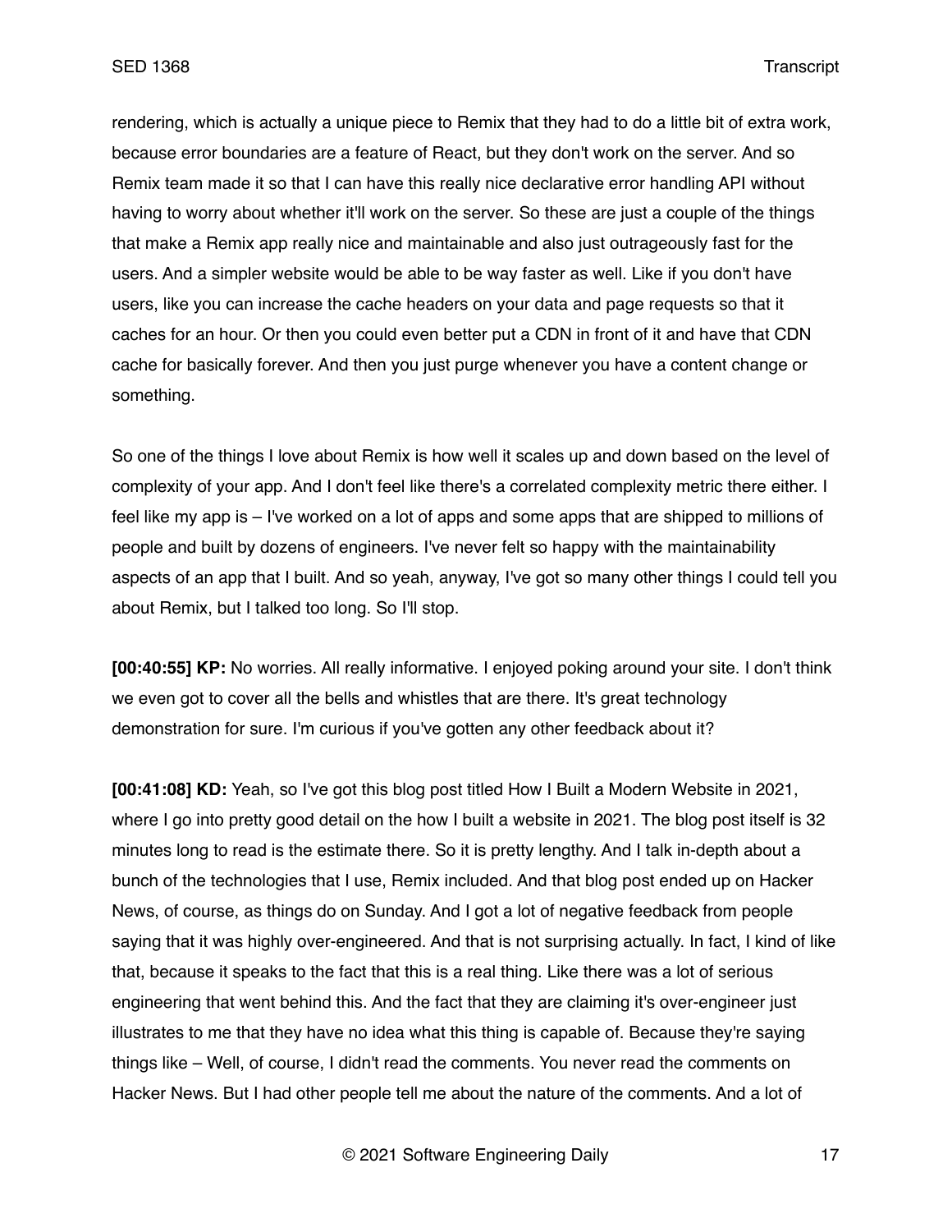rendering, which is actually a unique piece to Remix that they had to do a little bit of extra work, because error boundaries are a feature of React, but they don't work on the server. And so Remix team made it so that I can have this really nice declarative error handling API without having to worry about whether it'll work on the server. So these are just a couple of the things that make a Remix app really nice and maintainable and also just outrageously fast for the users. And a simpler website would be able to be way faster as well. Like if you don't have users, like you can increase the cache headers on your data and page requests so that it caches for an hour. Or then you could even better put a CDN in front of it and have that CDN cache for basically forever. And then you just purge whenever you have a content change or something.

So one of the things I love about Remix is how well it scales up and down based on the level of complexity of your app. And I don't feel like there's a correlated complexity metric there either. I feel like my app is – I've worked on a lot of apps and some apps that are shipped to millions of people and built by dozens of engineers. I've never felt so happy with the maintainability aspects of an app that I built. And so yeah, anyway, I've got so many other things I could tell you about Remix, but I talked too long. So I'll stop.

**[00:40:55] KP:** No worries. All really informative. I enjoyed poking around your site. I don't think we even got to cover all the bells and whistles that are there. It's great technology demonstration for sure. I'm curious if you've gotten any other feedback about it?

**[00:41:08] KD:** Yeah, so I've got this blog post titled How I Built a Modern Website in 2021, where I go into pretty good detail on the how I built a website in 2021. The blog post itself is 32 minutes long to read is the estimate there. So it is pretty lengthy. And I talk in-depth about a bunch of the technologies that I use, Remix included. And that blog post ended up on Hacker News, of course, as things do on Sunday. And I got a lot of negative feedback from people saying that it was highly over-engineered. And that is not surprising actually. In fact, I kind of like that, because it speaks to the fact that this is a real thing. Like there was a lot of serious engineering that went behind this. And the fact that they are claiming it's over-engineer just illustrates to me that they have no idea what this thing is capable of. Because they're saying things like – Well, of course, I didn't read the comments. You never read the comments on Hacker News. But I had other people tell me about the nature of the comments. And a lot of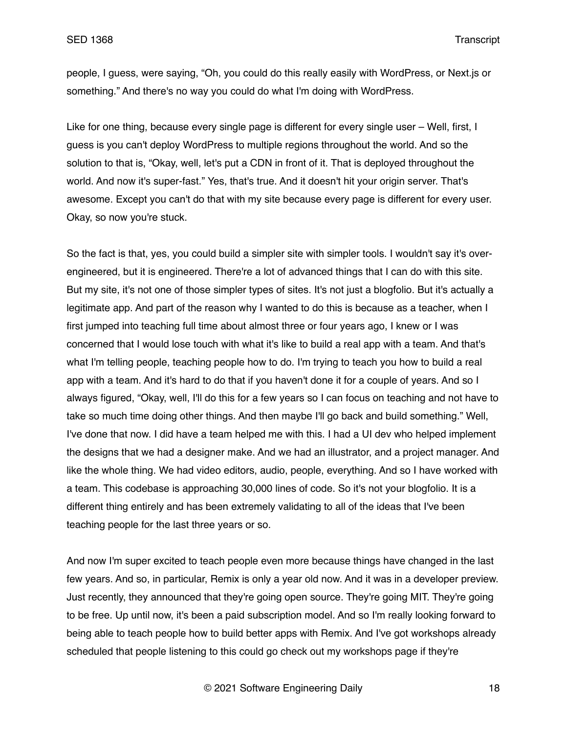people, I guess, were saying, "Oh, you could do this really easily with WordPress, or Next.js or something." And there's no way you could do what I'm doing with WordPress.

Like for one thing, because every single page is different for every single user – Well, first, I guess is you can't deploy WordPress to multiple regions throughout the world. And so the solution to that is, "Okay, well, let's put a CDN in front of it. That is deployed throughout the world. And now it's super-fast." Yes, that's true. And it doesn't hit your origin server. That's awesome. Except you can't do that with my site because every page is different for every user. Okay, so now you're stuck.

So the fact is that, yes, you could build a simpler site with simpler tools. I wouldn't say it's over-engineered, but it is engineered. There're a lot of advanced things that I can do with this site. But my site, it's not one of those simpler types of sites. It's not just a blogfolio. But it's actually a legitimate app. And part of the reason why I wanted to do this is because as a teacher, when I first jumped into teaching full time about almost three or four years ago, I knew or I was concerned that I would lose touch with what it's like to build a real app with a team. And that's what I'm telling people, teaching people how to do. I'm trying to teach you how to build a real app with a team. And it's hard to do that if you haven't done it for a couple of years. And so I always figured, "Okay, well, I'll do this for a few years so I can focus on teaching and not have to take so much time doing other things. And then maybe I'll go back and build something." Well, I've done that now. I did have a team helped me with this. I had a UI dev who helped implement the designs that we had a designer make. And we had an illustrator, and a project manager. And like the whole thing. We had video editors, audio, people, everything. And so I have worked with a team. This codebase is approaching 30,000 lines of code. So it's not your blogfolio. It is a different thing entirely and has been extremely validating to all of the ideas that I've been teaching people for the last three years or so.

And now I'm super excited to teach people even more because things have changed in the last few years. And so, in particular, Remix is only a year old now. And it was in a developer preview. Just recently, they announced that they're going open source. They're going MIT. They're going to be free. Up until now, it's been a paid subscription model. And so I'm really looking forward to being able to teach people how to build better apps with Remix. And I've got workshops already scheduled that people listening to this could go check out my workshops page if they're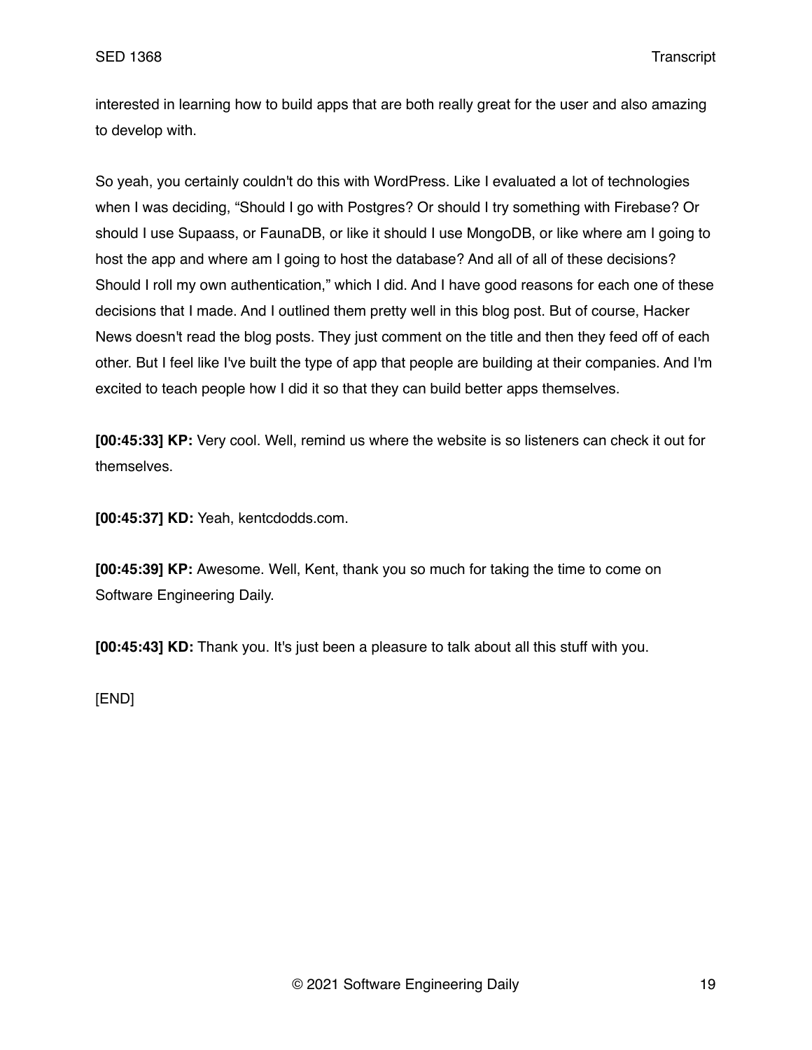interested in learning how to build apps that are both really great for the user and also amazing to develop with.

So yeah, you certainly couldn't do this with WordPress. Like I evaluated a lot of technologies when I was deciding, “Should I go with Postgres? Or should I try something with Firebase? Or should I use Supaass, or FaunaDB, or like it should I use MongoDB, or like where am I going to host the app and where am I going to host the database? And all of all of these decisions? Should I roll my own authentication,” which I did. And I have good reasons for each one of these decisions that I made. And I outlined them pretty well in this blog post. But of course, Hacker News doesn't read the blog posts. They just comment on the title and then they feed off of each other. But I feel like I've built the type of app that people are building at their companies. And I'm excited to teach people how I did it so that they can build better apps themselves.

**[00:45:33] KP:** Very cool. Well, remind us where the website is so listeners can check it out for themselves.

**[00:45:37] KD:** Yeah, kentcdodds.com.

**[00:45:39] KP:** Awesome. Well, Kent, thank you so much for taking the time to come on Software Engineering Daily.

**[00:45:43] KD:** Thank you. It's just been a pleasure to talk about all this stuff with you.

[END]